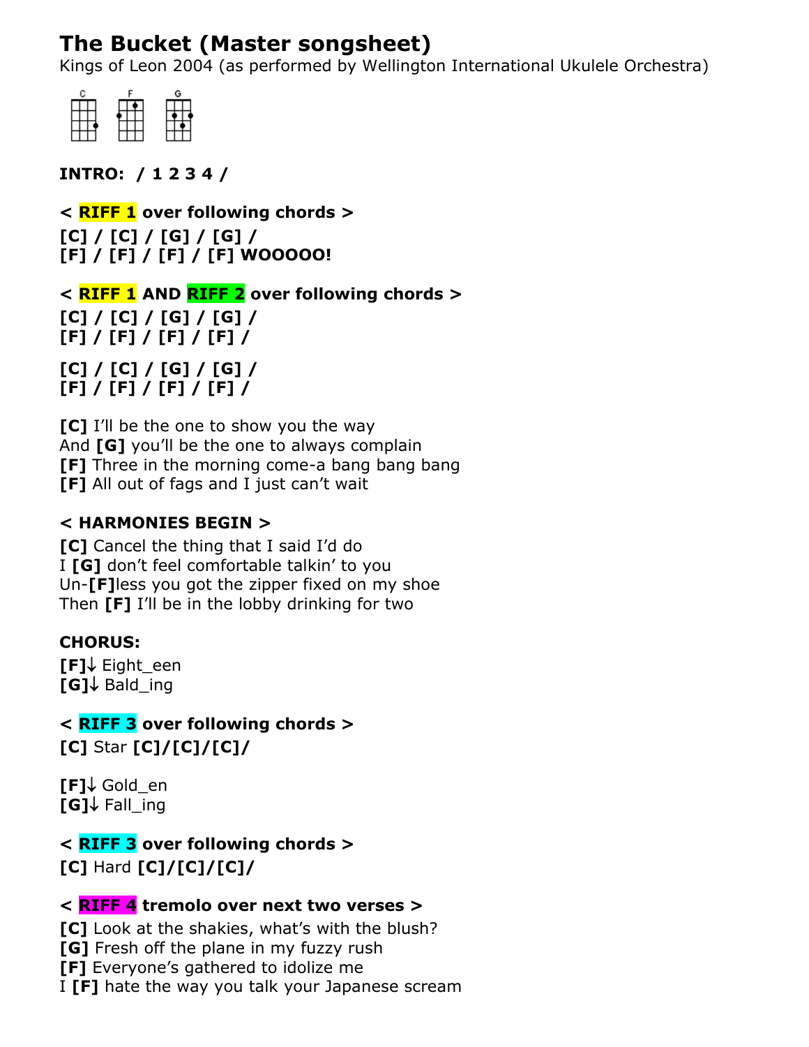# The Bucket (Master songsheet)

Kings of Leon 2004 (as performed by Wellington International Ukulele Orchestra)

C F G

**INTRO: / 1 2 3 4 /**

**< RIFF 1 over following chords >**
**[C] / [C] / [G] / [G] /**
**[F] / [F] / [F] / [F] WOOOOO!**

**< RIFF 1 AND RIFF 2 over following chords >**
**[C] / [C] / [G] / [G] /**
**[F] / [F] / [F] / [F] /**

**[C] / [C] / [G] / [G] /**
**[F] / [F] / [F] / [F] /**

**[C]** I'll be the one to show you the way
And **[G]** you'll be the one to always complain
**[F]** Three in the morning come-a bang bang bang
**[F]** All out of fags and I just can't wait

**< HARMONIES BEGIN >**
**[C]** Cancel the thing that I said I'd do
I **[G]** don't feel comfortable talkin' to you
Un-**[F]**less you got the zipper fixed on my shoe
Then **[F]** I'll be in the lobby drinking for two

**CHORUS:**
**[F]**↓ Eight_een
**[G]**↓ Bald_ing

**< RIFF 3 over following chords >**
**[C]** Star **[C]/[C]/[C]/**

**[F]**↓ Gold_en
**[G]**↓ Fall_ing

**< RIFF 3 over following chords >**
**[C]** Hard **[C]/[C]/[C]/**

**< RIFF 4 tremolo over next two verses >**
**[C]** Look at the shakies, what's with the blush?
**[G]** Fresh off the plane in my fuzzy rush
**[F]** Everyone's gathered to idolize me
I **[F]** hate the way you talk your Japanese scream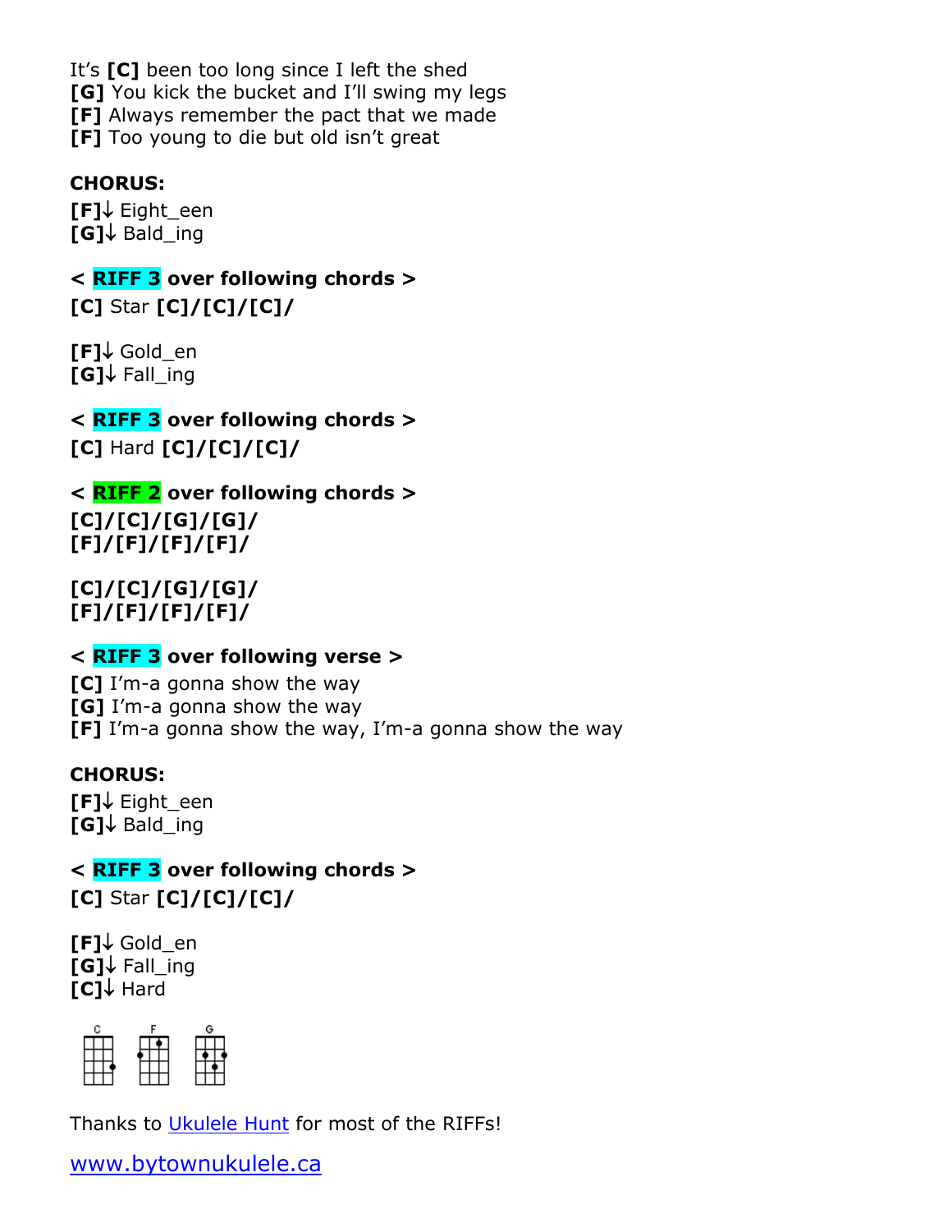It's **[C]** been too long since I left the shed
**[G]** You kick the bucket and I'll swing my legs
**[F]** Always remember the pact that we made
**[F]** Too young to die but old isn't great

**CHORUS:**
**[F]↓** Eight_een
**[G]↓** Bald_ing

**< RIFF 3 over following chords >**
**[C]** Star **[C]/[C]/[C]/**

**[F]↓** Gold_en
**[G]↓** Fall_ing

**< RIFF 3 over following chords >**
**[C]** Hard **[C]/[C]/[C]/**

**< RIFF 2 over following chords >**
**[C]/[C]/[G]/[G]/**
**[F]/[F]/[F]/[F]/**

**[C]/[C]/[G]/[G]/**
**[F]/[F]/[F]/[F]/**

**< RIFF 3 over following verse >**
**[C]** I'm-a gonna show the way
**[G]** I'm-a gonna show the way
**[F]** I'm-a gonna show the way, I'm-a gonna show the way

**CHORUS:**
**[F]↓** Eight_een
**[G]↓** Bald_ing

**< RIFF 3 over following chords >**
**[C]** Star **[C]/[C]/[C]/**

**[F]↓** Gold_en
**[G]↓** Fall_ing
**[C]↓** Hard

C F G

Thanks to Ukulele Hunt for most of the RIFFs!

www.bytownukulele.ca